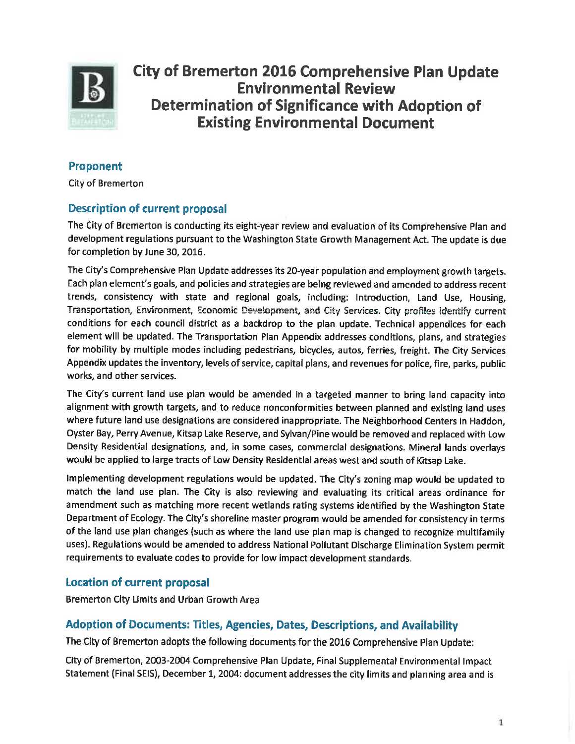# City of Bremerton 2016 Comprehensive Plan Update Environmental Review Determination of Significance with Adoption of Existing Environmental Document

## Proponent

City of Bremerton

## Description of current proposal

The City of Bremerton is conducting its eight-year review and evaluation of its Comprehensive Plan and development regulations pursuant to the Washington State Growth Management Act. The update is due for completion by June 30, 2016.

The City's Comprehensive Plan Update addresses its 20-year population and employment growth targets. Each plan element's goals, and policies and strategies are being reviewed and amended to address recent trends, consistency with state and regional goals, including: Introduction, Land Use, Housing, Transportation, Environment, Economic Development, and City Services. City profiles identify current conditions for each council district as a backdrop to the plan update. Technical appendices for each element will be updated. The Transportation Plan Appendix addresses conditions, plans, and strategies for mobility by multiple modes including pedestrians, bicycles, autos, ferries, freight. The City Services Appendix updates the inventory, levels of service, capital plans, and revenues for police, fire, parks, public works, and other services.

The City's current land use plan would be amended in a targeted manner to bring land capacity into alignment with growth targets, and to reduce nonconformities between planned and existing land uses where future land use designations are considered inappropriate. The Neighborhood Centers in Haddon, Oyster Bay, Perry Avenue, Kitsap Lake Reserve, and Sylvan/Pine would be removed and replaced with Low Density Residential designations, and, in some cases, commercial designations. Mineral lands overlays would be applied to large tracts of Low Density Residential areas west and south of Kitsap Lake.

Implementing development regulations would be updated. The City's zoning map would be updated to match the land use plan. The City is also reviewing and evaluating its critical areas ordinance for amendment such as matching more recent wetlands rating systems identified by the Washington State Department of Ecology. The City's shoreline master program would be amended for consistency in terms of the land use plan changes (such as where the land use plan map is changed to recognize multifamily uses). Regulations would be amended to address National Pollutant Discharge Elimination System permit requirements to evaluate codes to provide for low impact development standards.

## Location of current proposal

Bremerton City Limits and Urban Growth Area

## Adoption of Documents: Titles, Agencies, Dates, Descriptions, and Availability

The City of Bremerton adopts the following documents for the 2016 Comprehensive Plan Update:

City of Bremerton, 2003-2004 Comprehensive Plan Update, Final Supplemental Environmental Impact Statement (Final SEIS), December 1, 2004: document addresses the city limits and planning area and is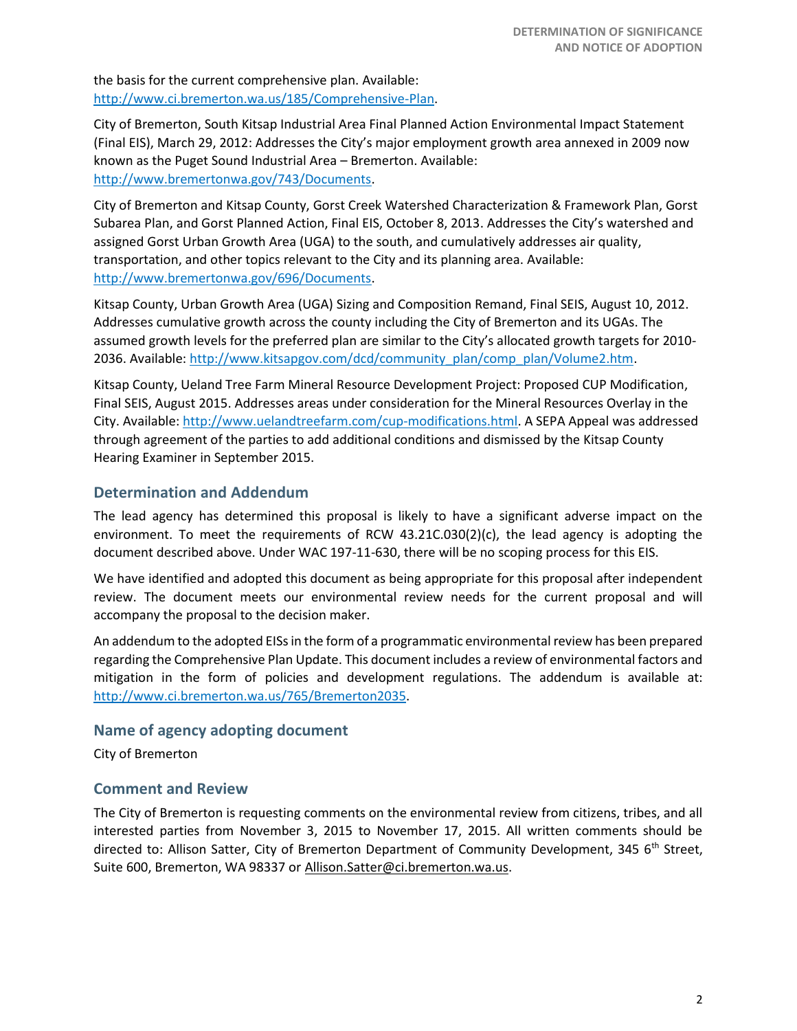the basis for the current comprehensive plan. Available: [http://www.ci.bremerton.wa.us/185/Comprehensive-Plan](http://www.ci.bremerton.wa.us/185/Comprehensive-Plan).

City of Bremerton, South Kitsap Industrial Area Final Planned Action Environmental Impact Statement (Final EIS), March 29, 2012: Addresses the City's major employment growth area annexed in 2009 now known as the Puget Sound Industrial Area – Bremerton. Available: [http://www.bremertonwa.gov/743/Documents](http://www.bremertonwa.gov/743/Documents).

City of Bremerton and Kitsap County, Gorst Creek Watershed Characterization & Framework Plan, Gorst Subarea Plan, and Gorst Planned Action, Final EIS, October 8, 2013. Addresses the City's watershed and assigned Gorst Urban Growth Area (UGA) to the south, and cumulatively addresses air quality, transportation, and other topics relevant to the City and its planning area. Available: [http://www.bremertonwa.gov/696/Documents](http://www.bremertonwa.gov/696/Documents).

Kitsap County, Urban Growth Area (UGA) Sizing and Composition Remand, Final SEIS, August 10, 2012. Addresses cumulative growth across the county including the City of Bremerton and its UGAs. The assumed growth levels for the preferred plan are similar to the City's allocated growth targets for 2010-2036. Available: [http://www.kitsapgov.com/dcd/community_plan/comp_plan/Volume2.htm](http://www.kitsapgov.com/dcd/community_plan/comp_plan/Volume2.htm).

Kitsap County, Ueland Tree Farm Mineral Resource Development Project: Proposed CUP Modification, Final SEIS, August 2015. Addresses areas under consideration for the Mineral Resources Overlay in the City. Available: [http://www.uelandtreefarm.com/cup-modifications.html](http://www.uelandtreefarm.com/cup-modifications.html). A SEPA Appeal was addressed through agreement of the parties to add additional conditions and dismissed by the Kitsap County Hearing Examiner in September 2015.

## Determination and Addendum

The lead agency has determined this proposal is likely to have a significant adverse impact on the environment. To meet the requirements of RCW 43.21C.030(2)(c), the lead agency is adopting the document described above. Under WAC 197-11-630, there will be no scoping process for this EIS.

We have identified and adopted this document as being appropriate for this proposal after independent review. The document meets our environmental review needs for the current proposal and will accompany the proposal to the decision maker.

An addendum to the adopted EISs in the form of a programmatic environmental review has been prepared regarding the Comprehensive Plan Update. This document includes a review of environmental factors and mitigation in the form of policies and development regulations. The addendum is available at: [http://www.ci.bremerton.wa.us/765/Bremerton2035](http://www.ci.bremerton.wa.us/765/Bremerton2035).

## Name of agency adopting document

City of Bremerton

## Comment and Review

The City of Bremerton is requesting comments on the environmental review from citizens, tribes, and all interested parties from November 3, 2015 to November 17, 2015. All written comments should be directed to: Allison Satter, City of Bremerton Department of Community Development, 345 6th Street, Suite 600, Bremerton, WA 98337 or Allison.Satter@ci.bremerton.wa.us.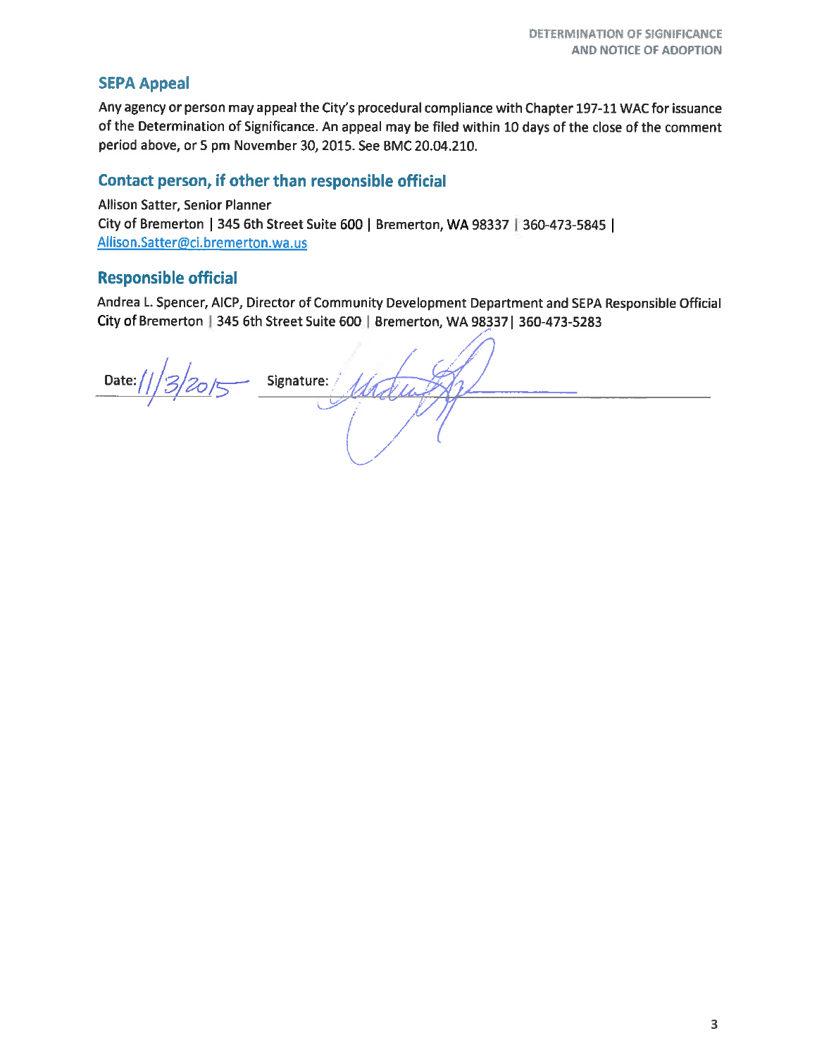## SEPA Appeal

Any agency or person may appeal the City's procedural compliance with Chapter 197-11 WAC for issuance of the Determination of Significance. An appeal may be filed within 10 days of the close of the comment period above, or 5 pm November 30, 2015. See BMC 20.04.210.

## Contact person, if other than responsible official

Allison Satter, Senior Planner
City of Bremerton | 345 6th Street Suite 600 | Bremerton, WA 98337 | 360-473-5845 |
Allison.Satter@ci.bremerton.wa.us

## Responsible official

Andrea L. Spencer, AICP, Director of Community Development Department and SEPA Responsible Official
City of Bremerton | 345 6th Street Suite 600 | Bremerton, WA 98337 | 360-473-5283

Date: 11/3/2015 Signature: ______________________